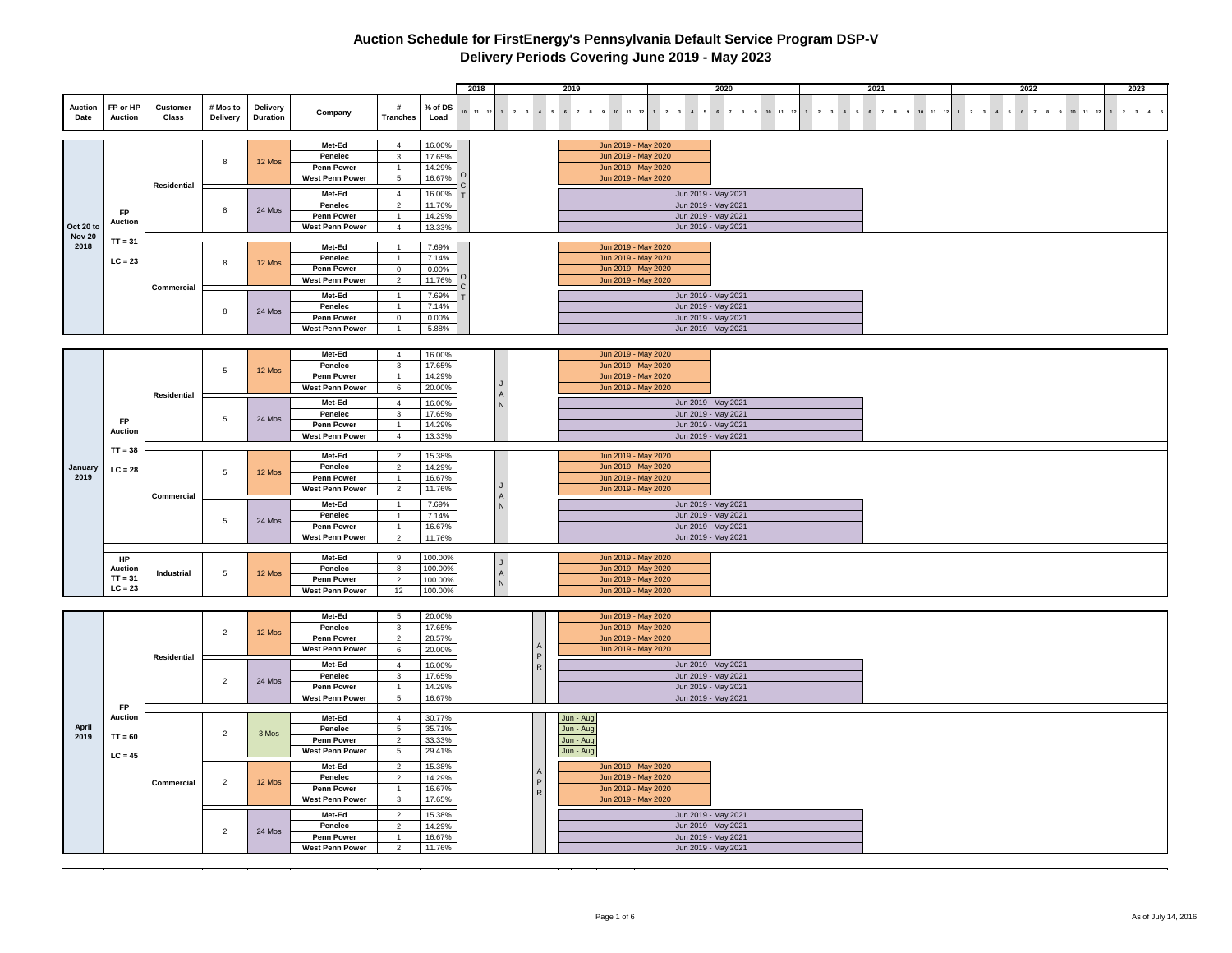# Auction Schedule for FirstEnergy's Pennsylvania Default Service Program DSP-V

## Delivery Periods Covering June 2019 - May 2023

| Auction Date | FP or HP Auction | Customer Class | # Mos to Delivery | Delivery Duration | Company | # Tranches | % of DS Load | Delivery Period |
|---|---|---|---|---|---|---|---|---|
| Oct 20 to Nov 20 2018 | FP Auction TT = 31 LC = 23 | Residential | 8 | 12 Mos | Met-Ed | 4 | 16.00% | Jun 2019 - May 2020 |
| | | | | | Penelec | 3 | 17.65% | Jun 2019 - May 2020 |
| | | | | | Penn Power | 1 | 14.29% | Jun 2019 - May 2020 |
| | | | | | West Penn Power | 5 | 16.67% | Jun 2019 - May 2020 |
| | | | 8 | 24 Mos | Met-Ed | 4 | 16.00% | Jun 2019 - May 2021 |
| | | | | | Penelec | 2 | 11.76% | Jun 2019 - May 2021 |
| | | | | | Penn Power | 1 | 14.29% | Jun 2019 - May 2021 |
| | | | | | West Penn Power | 4 | 13.33% | Jun 2019 - May 2021 |
| | | Commercial | 8 | 12 Mos | Met-Ed | 1 | 7.69% | Jun 2019 - May 2020 |
| | | | | | Penelec | 1 | 7.14% | Jun 2019 - May 2020 |
| | | | | | Penn Power | 0 | 0.00% | Jun 2019 - May 2020 |
| | | | | | West Penn Power | 2 | 11.76% | Jun 2019 - May 2020 |
| | | | 8 | 24 Mos | Met-Ed | 1 | 7.69% | Jun 2019 - May 2021 |
| | | | | | Penelec | 1 | 7.14% | Jun 2019 - May 2021 |
| | | | | | Penn Power | 0 | 0.00% | Jun 2019 - May 2021 |
| | | | | | West Penn Power | 1 | 5.88% | Jun 2019 - May 2021 |
| January 2019 | FP Auction TT = 38 LC = 28 | Residential | 5 | 12 Mos | Met-Ed | 4 | 16.00% | Jun 2019 - May 2020 |
| | | | | | Penelec | 3 | 17.65% | Jun 2019 - May 2020 |
| | | | | | Penn Power | 1 | 14.29% | Jun 2019 - May 2020 |
| | | | | | West Penn Power | 6 | 20.00% | Jun 2019 - May 2020 |
| | | | 5 | 24 Mos | Met-Ed | 4 | 16.00% | Jun 2019 - May 2021 |
| | | | | | Penelec | 3 | 17.65% | Jun 2019 - May 2021 |
| | | | | | Penn Power | 1 | 14.29% | Jun 2019 - May 2021 |
| | | | | | West Penn Power | 4 | 13.33% | Jun 2019 - May 2021 |
| | | Commercial | 5 | 12 Mos | Met-Ed | 2 | 15.38% | Jun 2019 - May 2020 |
| | | | | | Penelec | 2 | 14.29% | Jun 2019 - May 2020 |
| | | | | | Penn Power | 1 | 16.67% | Jun 2019 - May 2020 |
| | | | | | West Penn Power | 2 | 11.76% | Jun 2019 - May 2020 |
| | | | 5 | 24 Mos | Met-Ed | 1 | 7.69% | Jun 2019 - May 2021 |
| | | | | | Penelec | 1 | 7.14% | Jun 2019 - May 2021 |
| | | | | | Penn Power | 1 | 16.67% | Jun 2019 - May 2021 |
| | | | | | West Penn Power | 2 | 11.76% | Jun 2019 - May 2021 |
| | HP Auction TT = 31 LC = 23 | Industrial | 5 | 12 Mos | Met-Ed | 9 | 100.00% | Jun 2019 - May 2020 |
| | | | | | Penelec | 8 | 100.00% | Jun 2019 - May 2020 |
| | | | | | Penn Power | 2 | 100.00% | Jun 2019 - May 2020 |
| | | | | | West Penn Power | 12 | 100.00% | Jun 2019 - May 2020 |
| April 2019 | FP Auction TT = 60 LC = 45 | Residential | 2 | 12 Mos | Met-Ed | 5 | 20.00% | Jun 2019 - May 2020 |
| | | | | | Penelec | 3 | 17.65% | Jun 2019 - May 2020 |
| | | | | | Penn Power | 2 | 28.57% | Jun 2019 - May 2020 |
| | | | | | West Penn Power | 6 | 20.00% | Jun 2019 - May 2020 |
| | | | 2 | 24 Mos | Met-Ed | 4 | 16.00% | Jun 2019 - May 2021 |
| | | | | | Penelec | 3 | 17.65% | Jun 2019 - May 2021 |
| | | | | | Penn Power | 1 | 14.29% | Jun 2019 - May 2021 |
| | | | | | West Penn Power | 5 | 16.67% | Jun 2019 - May 2021 |
| | | Commercial | 2 | 3 Mos | Met-Ed | 4 | 30.77% | Jun - Aug |
| | | | | | Penelec | 5 | 35.71% | Jun - Aug |
| | | | | | Penn Power | 2 | 33.33% | Jun - Aug |
| | | | | | West Penn Power | 5 | 29.41% | Jun - Aug |
| | | | 2 | 12 Mos | Met-Ed | 2 | 15.38% | Jun 2019 - May 2020 |
| | | | | | Penelec | 2 | 14.29% | Jun 2019 - May 2020 |
| | | | | | Penn Power | 1 | 16.67% | Jun 2019 - May 2020 |
| | | | | | West Penn Power | 3 | 17.65% | Jun 2019 - May 2020 |
| | | | 2 | 24 Mos | Met-Ed | 2 | 15.38% | Jun 2019 - May 2021 |
| | | | | | Penelec | 2 | 14.29% | Jun 2019 - May 2021 |
| | | | | | Penn Power | 1 | 16.67% | Jun 2019 - May 2021 |
| | | | | | West Penn Power | 2 | 11.76% | Jun 2019 - May 2021 |

As of July 14, 2016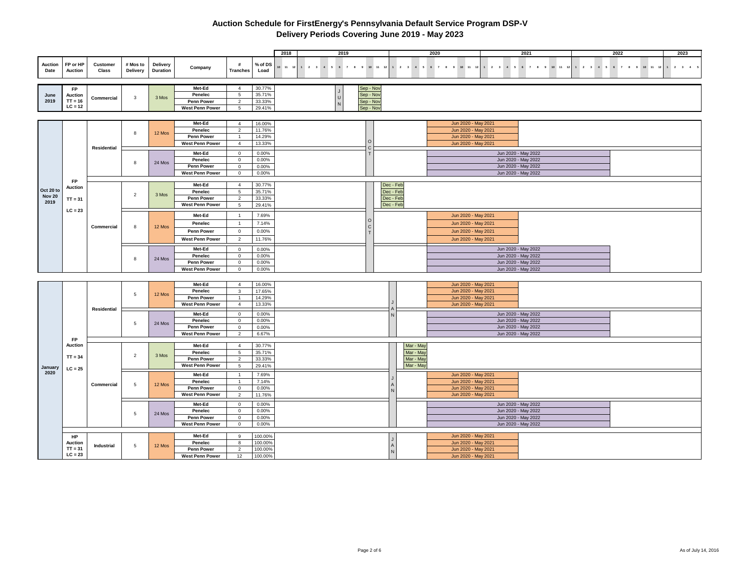# Auction Schedule for FirstEnergy's Pennsylvania Default Service Program DSP-V

## Delivery Periods Covering June 2019 - May 2023

| Auction Date | FP or HP Auction | Customer Class | # Mos to Delivery | Delivery Duration | Company | # Tranches | % of DS Load | Delivery Period |
|---|---|---|---|---|---|---|---|---|
| June 2019 | FP Auction TT = 16 LC = 12 | Commercial | 3 | 3 Mos | Met-Ed | 4 | 30.77% | Sep - Nov |
| | | | | | Penelec | 5 | 35.71% | Sep - Nov |
| | | | | | Penn Power | 2 | 33.33% | Sep - Nov |
| | | | | | West Penn Power | 5 | 29.41% | Sep - Nov |
| Oct 20 to Nov 20 2019 | FP Auction TT = 31 LC = 23 | Residential | 8 | 12 Mos | Met-Ed | 4 | 16.00% | Jun 2020 - May 2021 |
| | | | | | Penelec | 2 | 11.76% | Jun 2020 - May 2021 |
| | | | | | Penn Power | 1 | 14.29% | Jun 2020 - May 2021 |
| | | | | | West Penn Power | 4 | 13.33% | Jun 2020 - May 2021 |
| | | | 8 | 24 Mos | Met-Ed | 0 | 0.00% | Jun 2020 - May 2022 |
| | | | | | Penelec | 0 | 0.00% | Jun 2020 - May 2022 |
| | | | | | Penn Power | 0 | 0.00% | Jun 2020 - May 2022 |
| | | | | | West Penn Power | 0 | 0.00% | Jun 2020 - May 2022 |
| | | Commercial | 2 | 3 Mos | Met-Ed | 4 | 30.77% | Dec - Feb |
| | | | | | Penelec | 5 | 35.71% | Dec - Feb |
| | | | | | Penn Power | 2 | 33.33% | Dec - Feb |
| | | | | | West Penn Power | 5 | 29.41% | Dec - Feb |
| | | | 8 | 12 Mos | Met-Ed | 1 | 7.69% | Jun 2020 - May 2021 |
| | | | | | Penelec | 1 | 7.14% | Jun 2020 - May 2021 |
| | | | | | Penn Power | 0 | 0.00% | Jun 2020 - May 2021 |
| | | | | | West Penn Power | 2 | 11.76% | Jun 2020 - May 2021 |
| | | | 8 | 24 Mos | Met-Ed | 0 | 0.00% | Jun 2020 - May 2022 |
| | | | | | Penelec | 0 | 0.00% | Jun 2020 - May 2022 |
| | | | | | Penn Power | 0 | 0.00% | Jun 2020 - May 2022 |
| | | | | | West Penn Power | 0 | 0.00% | Jun 2020 - May 2022 |
| January 2020 | FP Auction TT = 34 LC = 25 | Residential | 5 | 12 Mos | Met-Ed | 4 | 16.00% | Jun 2020 - May 2021 |
| | | | | | Penelec | 3 | 17.65% | Jun 2020 - May 2021 |
| | | | | | Penn Power | 1 | 14.29% | Jun 2020 - May 2021 |
| | | | | | West Penn Power | 4 | 13.33% | Jun 2020 - May 2021 |
| | | | 5 | 24 Mos | Met-Ed | 0 | 0.00% | Jun 2020 - May 2022 |
| | | | | | Penelec | 0 | 0.00% | Jun 2020 - May 2022 |
| | | | | | Penn Power | 0 | 0.00% | Jun 2020 - May 2022 |
| | | | | | West Penn Power | 2 | 6.67% | Jun 2020 - May 2022 |
| | | Commercial | 2 | 3 Mos | Met-Ed | 4 | 30.77% | Mar - May |
| | | | | | Penelec | 5 | 35.71% | Mar - May |
| | | | | | Penn Power | 2 | 33.33% | Mar - May |
| | | | | | West Penn Power | 5 | 29.41% | Mar - May |
| | | | 5 | 12 Mos | Met-Ed | 1 | 7.69% | Jun 2020 - May 2021 |
| | | | | | Penelec | 1 | 7.14% | Jun 2020 - May 2021 |
| | | | | | Penn Power | 0 | 0.00% | Jun 2020 - May 2021 |
| | | | | | West Penn Power | 2 | 11.76% | Jun 2020 - May 2021 |
| | | | 5 | 24 Mos | Met-Ed | 0 | 0.00% | Jun 2020 - May 2022 |
| | | | | | Penelec | 0 | 0.00% | Jun 2020 - May 2022 |
| | | | | | Penn Power | 0 | 0.00% | Jun 2020 - May 2022 |
| | | | | | West Penn Power | 0 | 0.00% | Jun 2020 - May 2022 |
| | HP Auction TT = 31 LC = 23 | Industrial | 5 | 12 Mos | Met-Ed | 9 | 100.00% | Jun 2020 - May 2021 |
| | | | | | Penelec | 8 | 100.00% | Jun 2020 - May 2021 |
| | | | | | Penn Power | 2 | 100.00% | Jun 2020 - May 2021 |
| | | | | | West Penn Power | 12 | 100.00% | Jun 2020 - May 2021 |

As of July 14, 2016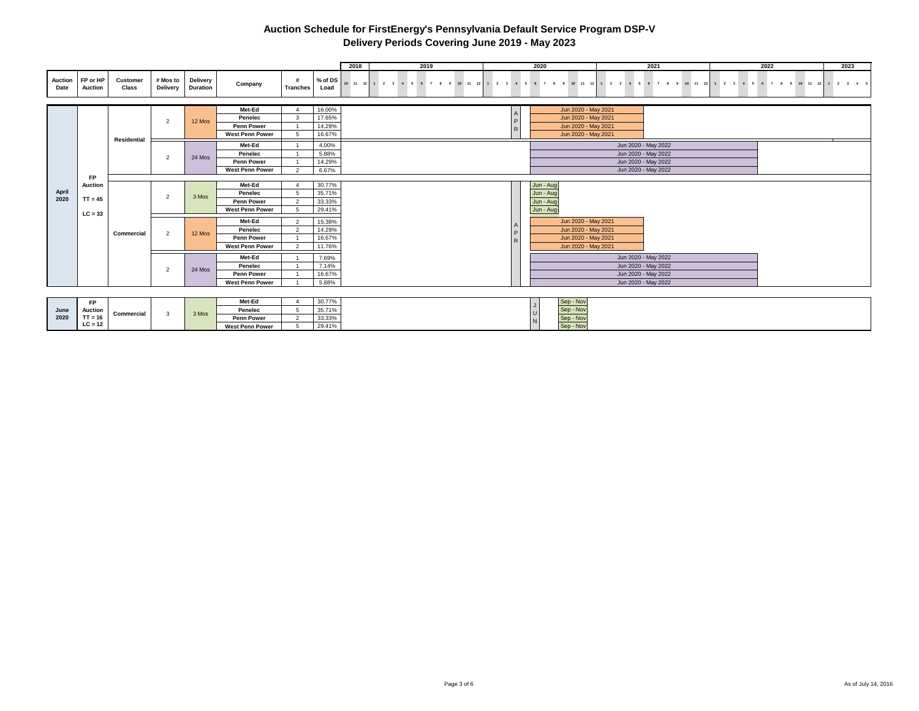# Auction Schedule for FirstEnergy's Pennsylvania Default Service Program DSP-V

## Delivery Periods Covering June 2019 - May 2023

| Auction Date | FP or HP Auction | Customer Class | # Mos to Delivery | Delivery Duration | Company | # Tranches | % of DS Load | Delivery Period |
|---|---|---|---|---|---|---|---|---|
| April 2020 | FP Auction TT = 45 LC = 33 | Residential | 2 | 12 Mos | Met-Ed | 4 | 16.00% | Jun 2020 - May 2021 |
| | | | | | Penelec | 3 | 17.65% | Jun 2020 - May 2021 |
| | | | | | Penn Power | 1 | 14.29% | Jun 2020 - May 2021 |
| | | | | | West Penn Power | 5 | 16.67% | Jun 2020 - May 2021 |
| | | | 2 | 24 Mos | Met-Ed | 1 | 4.00% | Jun 2020 - May 2022 |
| | | | | | Penelec | 1 | 5.88% | Jun 2020 - May 2022 |
| | | | | | Penn Power | 1 | 14.29% | Jun 2020 - May 2022 |
| | | | | | West Penn Power | 2 | 6.67% | Jun 2020 - May 2022 |
| | | Commercial | 2 | 3 Mos | Met-Ed | 4 | 30.77% | Jun - Aug |
| | | | | | Penelec | 5 | 35.71% | Jun - Aug |
| | | | | | Penn Power | 2 | 33.33% | Jun - Aug |
| | | | | | West Penn Power | 5 | 29.41% | Jun - Aug |
| | | | 2 | 12 Mos | Met-Ed | 2 | 15.38% | Jun 2020 - May 2021 |
| | | | | | Penelec | 2 | 14.29% | Jun 2020 - May 2021 |
| | | | | | Penn Power | 1 | 16.67% | Jun 2020 - May 2021 |
| | | | | | West Penn Power | 2 | 11.76% | Jun 2020 - May 2021 |
| | | | 2 | 24 Mos | Met-Ed | 1 | 7.69% | Jun 2020 - May 2022 |
| | | | | | Penelec | 1 | 7.14% | Jun 2020 - May 2022 |
| | | | | | Penn Power | 1 | 16.67% | Jun 2020 - May 2022 |
| | | | | | West Penn Power | 1 | 5.88% | Jun 2020 - May 2022 |
| June 2020 | FP Auction TT = 16 LC = 12 | Commercial | 3 | 3 Mos | Met-Ed | 4 | 30.77% | Sep - Nov |
| | | | | | Penelec | 5 | 35.71% | Sep - Nov |
| | | | | | Penn Power | 2 | 33.33% | Sep - Nov |
| | | | | | West Penn Power | 5 | 29.41% | Sep - Nov |

As of July 14, 2016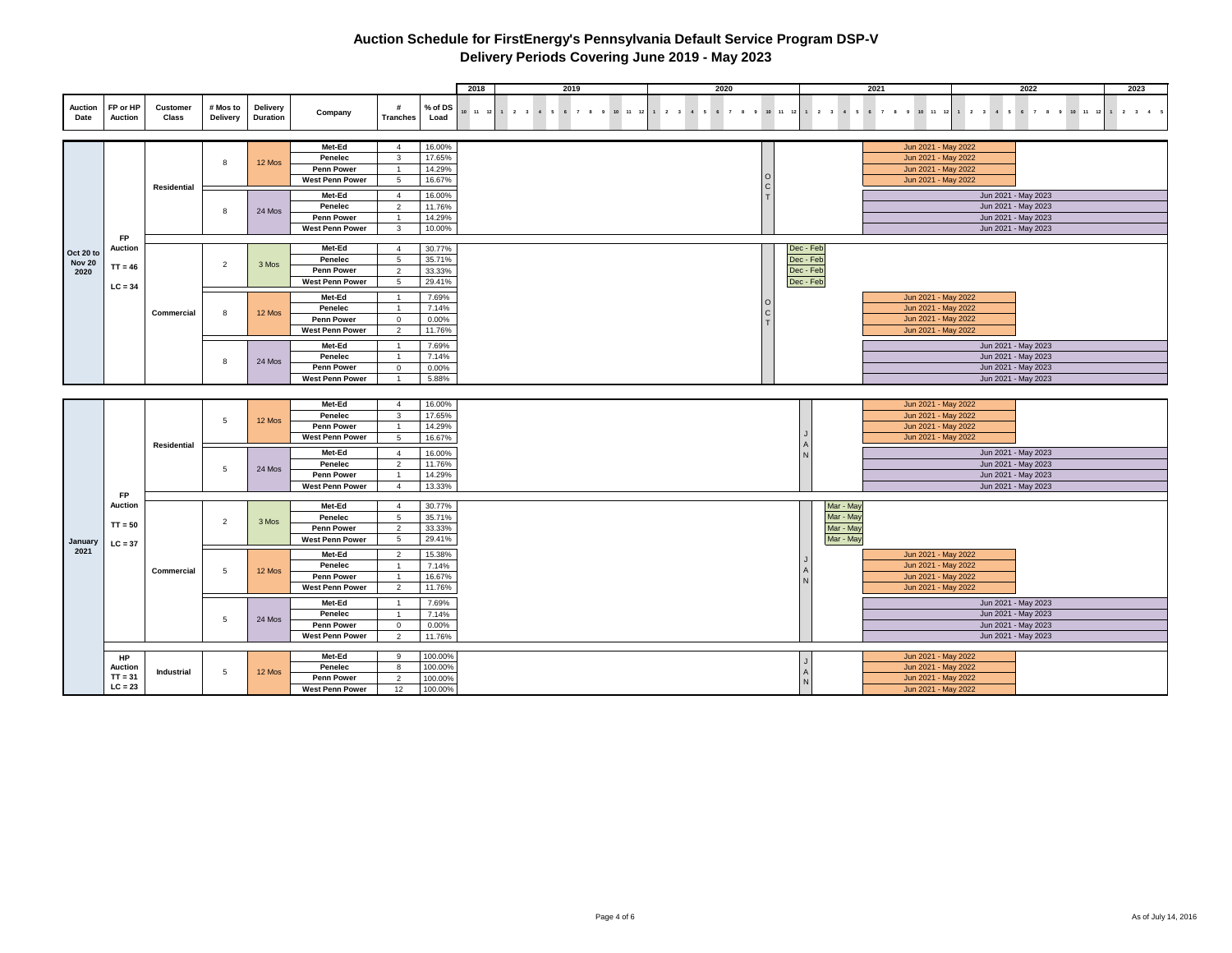# Auction Schedule for FirstEnergy's Pennsylvania Default Service Program DSP-V

## Delivery Periods Covering June 2019 - May 2023

| Auction Date | FP or HP Auction | Customer Class | # Mos to Delivery | Delivery Duration | Company | # Tranches | % of DS Load | Delivery Period |
|---|---|---|---|---|---|---|---|---|
| Oct 20 to Nov 20 2020 | FP Auction TT = 46 LC = 34 | Residential | 8 | 12 Mos | Met-Ed | 4 | 16.00% | Jun 2021 - May 2022 |
| | | | | | Penelec | 3 | 17.65% | Jun 2021 - May 2022 |
| | | | | | Penn Power | 1 | 14.29% | Jun 2021 - May 2022 |
| | | | | | West Penn Power | 5 | 16.67% | Jun 2021 - May 2022 |
| | | | 8 | 24 Mos | Met-Ed | 4 | 16.00% | Jun 2021 - May 2023 |
| | | | | | Penelec | 2 | 11.76% | Jun 2021 - May 2023 |
| | | | | | Penn Power | 1 | 14.29% | Jun 2021 - May 2023 |
| | | | | | West Penn Power | 3 | 10.00% | Jun 2021 - May 2023 |
| | | Commercial | 2 | 3 Mos | Met-Ed | 4 | 30.77% | Dec - Feb |
| | | | | | Penelec | 5 | 35.71% | Dec - Feb |
| | | | | | Penn Power | 2 | 33.33% | Dec - Feb |
| | | | | | West Penn Power | 5 | 29.41% | Dec - Feb |
| | | | 8 | 12 Mos | Met-Ed | 1 | 7.69% | Jun 2021 - May 2022 |
| | | | | | Penelec | 1 | 7.14% | Jun 2021 - May 2022 |
| | | | | | Penn Power | 0 | 0.00% | Jun 2021 - May 2022 |
| | | | | | West Penn Power | 2 | 11.76% | Jun 2021 - May 2022 |
| | | | 8 | 24 Mos | Met-Ed | 1 | 7.69% | Jun 2021 - May 2023 |
| | | | | | Penelec | 1 | 7.14% | Jun 2021 - May 2023 |
| | | | | | Penn Power | 0 | 0.00% | Jun 2021 - May 2023 |
| | | | | | West Penn Power | 1 | 5.88% | Jun 2021 - May 2023 |
| January 2021 | FP Auction TT = 50 LC = 37 | Residential | 5 | 12 Mos | Met-Ed | 4 | 16.00% | Jun 2021 - May 2022 |
| | | | | | Penelec | 3 | 17.65% | Jun 2021 - May 2022 |
| | | | | | Penn Power | 1 | 14.29% | Jun 2021 - May 2022 |
| | | | | | West Penn Power | 5 | 16.67% | Jun 2021 - May 2022 |
| | | | 5 | 24 Mos | Met-Ed | 4 | 16.00% | Jun 2021 - May 2023 |
| | | | | | Penelec | 2 | 11.76% | Jun 2021 - May 2023 |
| | | | | | Penn Power | 1 | 14.29% | Jun 2021 - May 2023 |
| | | | | | West Penn Power | 4 | 13.33% | Jun 2021 - May 2023 |
| | | Commercial | 2 | 3 Mos | Met-Ed | 4 | 30.77% | Mar - May |
| | | | | | Penelec | 5 | 35.71% | Mar - May |
| | | | | | Penn Power | 2 | 33.33% | Mar - May |
| | | | | | West Penn Power | 5 | 29.41% | Mar - May |
| | | | 5 | 12 Mos | Met-Ed | 2 | 15.38% | Jun 2021 - May 2022 |
| | | | | | Penelec | 1 | 7.14% | Jun 2021 - May 2022 |
| | | | | | Penn Power | 1 | 16.67% | Jun 2021 - May 2022 |
| | | | | | West Penn Power | 2 | 11.76% | Jun 2021 - May 2022 |
| | | | 5 | 24 Mos | Met-Ed | 1 | 7.69% | Jun 2021 - May 2023 |
| | | | | | Penelec | 1 | 7.14% | Jun 2021 - May 2023 |
| | | | | | Penn Power | 0 | 0.00% | Jun 2021 - May 2023 |
| | | | | | West Penn Power | 2 | 11.76% | Jun 2021 - May 2023 |
| | HP Auction TT = 31 LC = 23 | Industrial | 5 | 12 Mos | Met-Ed | 9 | 100.00% | Jun 2021 - May 2022 |
| | | | | | Penelec | 8 | 100.00% | Jun 2021 - May 2022 |
| | | | | | Penn Power | 2 | 100.00% | Jun 2021 - May 2022 |
| | | | | | West Penn Power | 12 | 100.00% | Jun 2021 - May 2022 |

As of July 14, 2016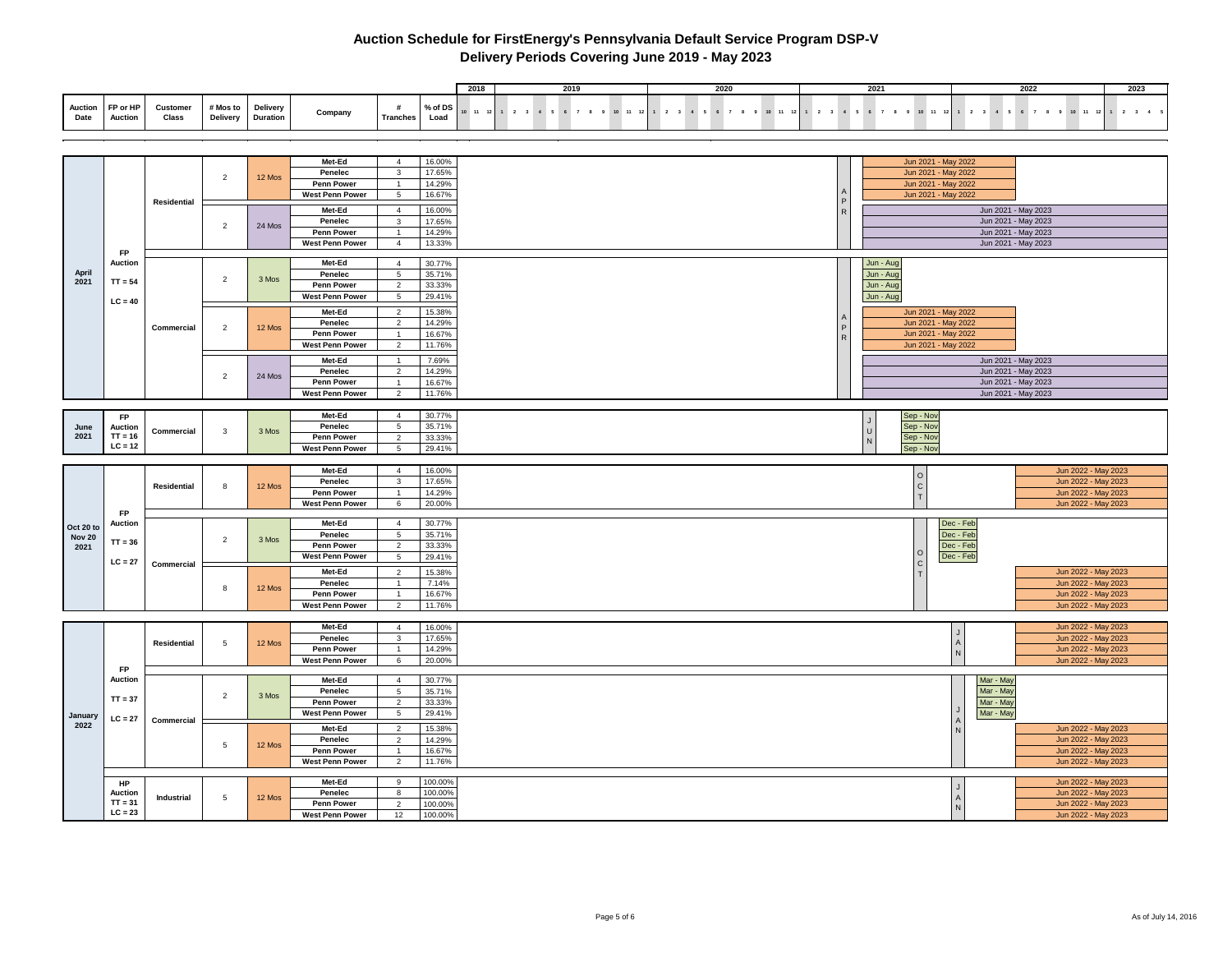# Auction Schedule for FirstEnergy's Pennsylvania Default Service Program DSP-V

## Delivery Periods Covering June 2019 - May 2023

| Auction Date | FP or HP Auction | Customer Class | # Mos to Delivery | Delivery Duration | Company | # Tranches | % of DS Load | Delivery Period |
|---|---|---|---|---|---|---|---|---|
| April 2021 | FP Auction TT = 54 LC = 40 | Residential | 2 | 12 Mos | Met-Ed | 4 | 16.00% | Jun 2021 - May 2022 |
| | | | | | Penelec | 3 | 17.65% | Jun 2021 - May 2022 |
| | | | | | Penn Power | 1 | 14.29% | Jun 2021 - May 2022 |
| | | | | | West Penn Power | 5 | 16.67% | Jun 2021 - May 2022 |
| | | | 2 | 24 Mos | Met-Ed | 4 | 16.00% | Jun 2021 - May 2023 |
| | | | | | Penelec | 3 | 17.65% | Jun 2021 - May 2023 |
| | | | | | Penn Power | 1 | 14.29% | Jun 2021 - May 2023 |
| | | | | | West Penn Power | 4 | 13.33% | Jun 2021 - May 2023 |
| | | Commercial | 2 | 3 Mos | Met-Ed | 4 | 30.77% | Jun - Aug |
| | | | | | Penelec | 5 | 35.71% | Jun - Aug |
| | | | | | Penn Power | 2 | 33.33% | Jun - Aug |
| | | | | | West Penn Power | 5 | 29.41% | Jun - Aug |
| | | | 2 | 12 Mos | Met-Ed | 2 | 15.38% | Jun 2021 - May 2022 |
| | | | | | Penelec | 2 | 14.29% | Jun 2021 - May 2022 |
| | | | | | Penn Power | 1 | 16.67% | Jun 2021 - May 2022 |
| | | | | | West Penn Power | 2 | 11.76% | Jun 2021 - May 2022 |
| | | | 2 | 24 Mos | Met-Ed | 1 | 7.69% | Jun 2021 - May 2023 |
| | | | | | Penelec | 2 | 14.29% | Jun 2021 - May 2023 |
| | | | | | Penn Power | 1 | 16.67% | Jun 2021 - May 2023 |
| | | | | | West Penn Power | 2 | 11.76% | Jun 2021 - May 2023 |
| June 2021 | FP Auction TT = 16 LC = 12 | Commercial | 3 | 3 Mos | Met-Ed | 4 | 30.77% | Sep - Nov |
| | | | | | Penelec | 5 | 35.71% | Sep - Nov |
| | | | | | Penn Power | 2 | 33.33% | Sep - Nov |
| | | | | | West Penn Power | 5 | 29.41% | Sep - Nov |
| Oct 20 to Nov 20 2021 | FP Auction TT = 36 LC = 27 | Residential | 8 | 12 Mos | Met-Ed | 4 | 16.00% | Jun 2022 - May 2023 |
| | | | | | Penelec | 3 | 17.65% | Jun 2022 - May 2023 |
| | | | | | Penn Power | 1 | 14.29% | Jun 2022 - May 2023 |
| | | | | | West Penn Power | 6 | 20.00% | Jun 2022 - May 2023 |
| | | Commercial | 2 | 3 Mos | Met-Ed | 4 | 30.77% | Dec - Feb |
| | | | | | Penelec | 5 | 35.71% | Dec - Feb |
| | | | | | Penn Power | 2 | 33.33% | Dec - Feb |
| | | | | | West Penn Power | 5 | 29.41% | Dec - Feb |
| | | | 8 | 12 Mos | Met-Ed | 2 | 15.38% | Jun 2022 - May 2023 |
| | | | | | Penelec | 1 | 7.14% | Jun 2022 - May 2023 |
| | | | | | Penn Power | 1 | 16.67% | Jun 2022 - May 2023 |
| | | | | | West Penn Power | 2 | 11.76% | Jun 2022 - May 2023 |
| January 2022 | FP Auction TT = 37 LC = 27 | Residential | 5 | 12 Mos | Met-Ed | 4 | 16.00% | Jun 2022 - May 2023 |
| | | | | | Penelec | 3 | 17.65% | Jun 2022 - May 2023 |
| | | | | | Penn Power | 1 | 14.29% | Jun 2022 - May 2023 |
| | | | | | West Penn Power | 6 | 20.00% | Jun 2022 - May 2023 |
| | | Commercial | 2 | 3 Mos | Met-Ed | 4 | 30.77% | Mar - May |
| | | | | | Penelec | 5 | 35.71% | Mar - May |
| | | | | | Penn Power | 2 | 33.33% | Mar - May |
| | | | | | West Penn Power | 5 | 29.41% | Mar - May |
| | | | 5 | 12 Mos | Met-Ed | 2 | 15.38% | Jun 2022 - May 2023 |
| | | | | | Penelec | 2 | 14.29% | Jun 2022 - May 2023 |
| | | | | | Penn Power | 1 | 16.67% | Jun 2022 - May 2023 |
| | | | | | West Penn Power | 2 | 11.76% | Jun 2022 - May 2023 |
| | HP Auction TT = 31 LC = 23 | Industrial | 5 | 12 Mos | Met-Ed | 9 | 100.00% | Jun 2022 - May 2023 |
| | | | | | Penelec | 8 | 100.00% | Jun 2022 - May 2023 |
| | | | | | Penn Power | 2 | 100.00% | Jun 2022 - May 2023 |
| | | | | | West Penn Power | 12 | 100.00% | Jun 2022 - May 2023 |

As of July 14, 2016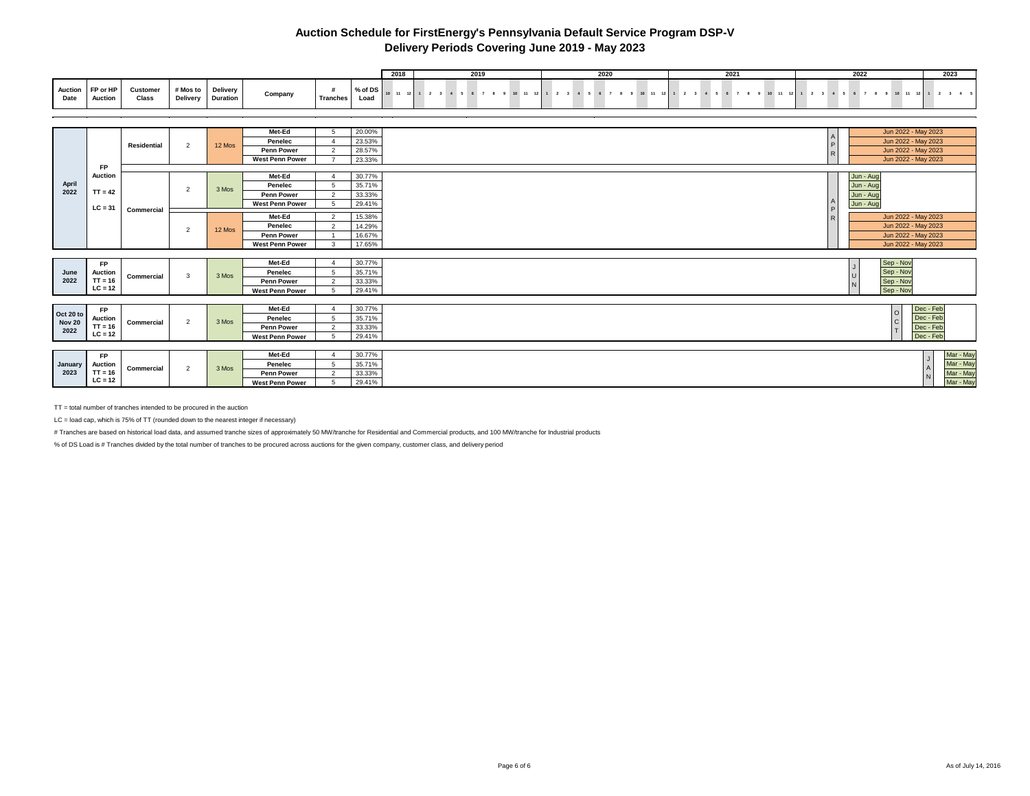# Auction Schedule for FirstEnergy's Pennsylvania Default Service Program DSP-V

## Delivery Periods Covering June 2019 - May 2023

| Auction Date | FP or HP Auction | Customer Class | # Mos to Delivery | Delivery Duration | Company | # Tranches | % of DS Load | Delivery Period |
|---|---|---|---|---|---|---|---|---|
| April 2022 | FP Auction TT = 42 LC = 31 | Residential | 2 | 12 Mos | Met-Ed | 5 | 20.00% | Jun 2022 - May 2023 |
| | | | | | Penelec | 4 | 23.53% | Jun 2022 - May 2023 |
| | | | | | Penn Power | 2 | 28.57% | Jun 2022 - May 2023 |
| | | | | | West Penn Power | 7 | 23.33% | Jun 2022 - May 2023 |
| | | Commercial | 2 | 3 Mos | Met-Ed | 4 | 30.77% | Jun - Aug |
| | | | | | Penelec | 5 | 35.71% | Jun - Aug |
| | | | | | Penn Power | 2 | 33.33% | Jun - Aug |
| | | | | | West Penn Power | 5 | 29.41% | Jun - Aug |
| | | | 2 | 12 Mos | Met-Ed | 2 | 15.38% | Jun 2022 - May 2023 |
| | | | | | Penelec | 2 | 14.29% | Jun 2022 - May 2023 |
| | | | | | Penn Power | 1 | 16.67% | Jun 2022 - May 2023 |
| | | | | | West Penn Power | 3 | 17.65% | Jun 2022 - May 2023 |
| June 2022 | FP Auction TT = 16 LC = 12 | Commercial | 3 | 3 Mos | Met-Ed | 4 | 30.77% | Sep - Nov |
| | | | | | Penelec | 5 | 35.71% | Sep - Nov |
| | | | | | Penn Power | 2 | 33.33% | Sep - Nov |
| | | | | | West Penn Power | 5 | 29.41% | Sep - Nov |
| Oct 20 to Nov 20 2022 | FP Auction TT = 16 LC = 12 | Commercial | 2 | 3 Mos | Met-Ed | 4 | 30.77% | Dec - Feb |
| | | | | | Penelec | 5 | 35.71% | Dec - Feb |
| | | | | | Penn Power | 2 | 33.33% | Dec - Feb |
| | | | | | West Penn Power | 5 | 29.41% | Dec - Feb |
| January 2023 | FP Auction TT = 16 LC = 12 | Commercial | 2 | 3 Mos | Met-Ed | 4 | 30.77% | Mar - May |
| | | | | | Penelec | 5 | 35.71% | Mar - May |
| | | | | | Penn Power | 2 | 33.33% | Mar - May |
| | | | | | West Penn Power | 5 | 29.41% | Mar - May |

TT = total number of tranches intended to be procured in the auction

LC = load cap, which is 75% of TT (rounded down to the nearest integer if necessary)

# Tranches are based on historical load data, and assumed tranche sizes of approximately 50 MW/tranche for Residential and Commercial products, and 100 MW/tranche for Industrial products

% of DS Load is # Tranches divided by the total number of tranches to be procured across auctions for the given company, customer class, and delivery period

As of July 14, 2016